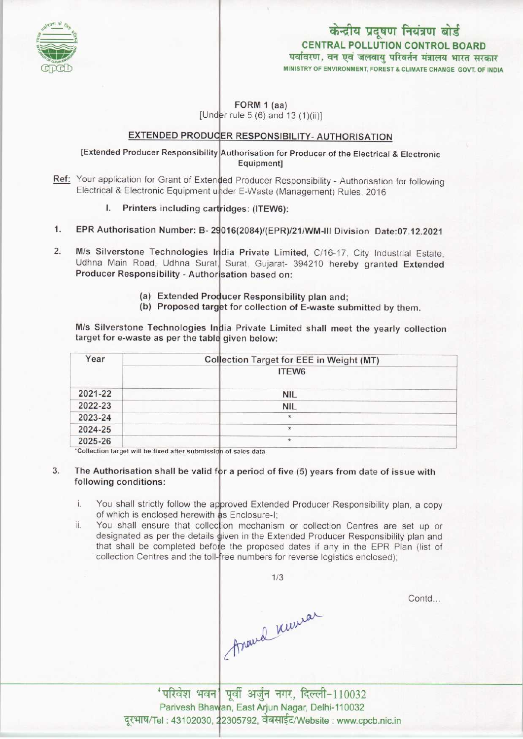केन्द्रीय प्रदूषण नियंत्रण बोर्ड

CENTRAL POLLUTION CONTROL BOARD

पर्यावरण, वन एवं जलवायु परिवर्तन मंत्रालय भारत सरकार

MINISTRY OF ENVIRONMENT, FOREST & CLIMATE CHANGE GOVT. OF INDIA

FORM 1 (aa)

[Under rule 5 (6) and 13 (1)(ii)]

## EXTENDED PRODUCER RESPONSIBILITY- AUTHORISATION

[Extended Producer Responsibility Authorisation for Producer of the Electrical & Electronic Equipment]

Ref: Your application for Grant of Extended Producer Responsibility - Authorisation for following Electrical & Electronic Equipment under E-Waste (Management) Rules, 2016

I. **Printers including cartridges: (ITEW6):**

1. **EPR Authorisation Number: B- 29016(2084)/(EPR)/21/WM-III Division Date:07.12.2021**

2. **M/s Silverstone Technologies India Private Limited,** C/16-17, City Industrial Estate, Udhna Main Road, Udhna Surat, Surat, Gujarat- 394210 **hereby granted Extended Producer Responsibility - Authorisation based on:**

   (a) Extended Producer Responsibility plan and;
   (b) Proposed target for collection of E-waste submitted by them.

   M/s Silverstone Technologies India Private Limited shall meet the yearly collection target for e-waste as per the table given below:

| Year | Collection Target for EEE in Weight (MT) |
|---|---|
| | ITEW6 |
| 2021-22 | NIL |
| 2022-23 | NIL |
| 2023-24 | * |
| 2024-25 | * |
| 2025-26 | * |

*Collection target will be fixed after submission of sales data.

3. **The Authorisation shall be valid for a period of five (5) years from date of issue with following conditions:**

   i. You shall strictly follow the approved Extended Producer Responsibility plan, a copy of which is enclosed herewith as Enclosure-I;

   ii. You shall ensure that collection mechanism or collection Centres are set up or designated as per the details given in the Extended Producer Responsibility plan and that shall be completed before the proposed dates if any in the EPR Plan (list of collection Centres and the toll-free numbers for reverse logistics enclosed);

Contd...

Anand Kumar

'परिवेश भवन' पूर्वी अर्जुन नगर, दिल्ली-110032

Parivesh Bhawan, East Arjun Nagar, Delhi-110032

दूरभाष/Tel : 43102030, 22305792, वेबसाईट/Website : www.cpcb.nic.in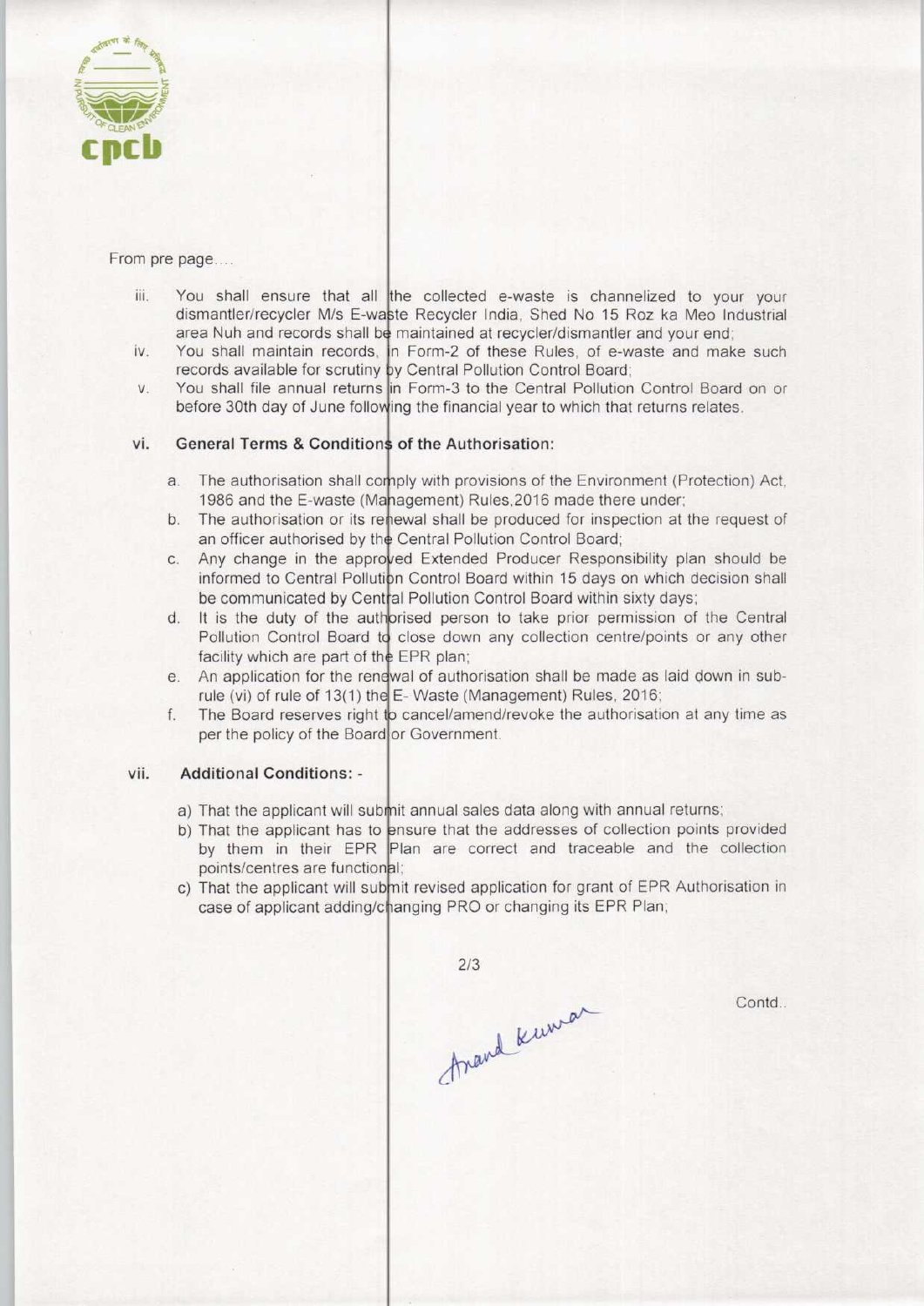From pre page....

iii. You shall ensure that all the collected e-waste is channelized to your your dismantler/recycler M/s E-waste Recycler India, Shed No 15 Roz ka Meo Industrial area Nuh and records shall be maintained at recycler/dismantler and your end;

iv. You shall maintain records, in Form-2 of these Rules, of e-waste and make such records available for scrutiny by Central Pollution Control Board;

v. You shall file annual returns in Form-3 to the Central Pollution Control Board on or before 30th day of June following the financial year to which that returns relates.

vi. **General Terms & Conditions of the Authorisation:**

a. The authorisation shall comply with provisions of the Environment (Protection) Act, 1986 and the E-waste (Management) Rules,2016 made there under;

b. The authorisation or its renewal shall be produced for inspection at the request of an officer authorised by the Central Pollution Control Board;

c. Any change in the approved Extended Producer Responsibility plan should be informed to Central Pollution Control Board within 15 days on which decision shall be communicated by Central Pollution Control Board within sixty days;

d. It is the duty of the authorised person to take prior permission of the Central Pollution Control Board to close down any collection centre/points or any other facility which are part of the EPR plan;

e. An application for the renewal of authorisation shall be made as laid down in sub-rule (vi) of rule of 13(1) the E- Waste (Management) Rules, 2016;

f. The Board reserves right to cancel/amend/revoke the authorisation at any time as per the policy of the Board or Government.

vii. **Additional Conditions: -**

a) That the applicant will submit annual sales data along with annual returns;

b) That the applicant has to ensure that the addresses of collection points provided by them in their EPR Plan are correct and traceable and the collection points/centres are functional;

c) That the applicant will submit revised application for grant of EPR Authorisation in case of applicant adding/changing PRO or changing its EPR Plan;

Anand Kumar

Contd..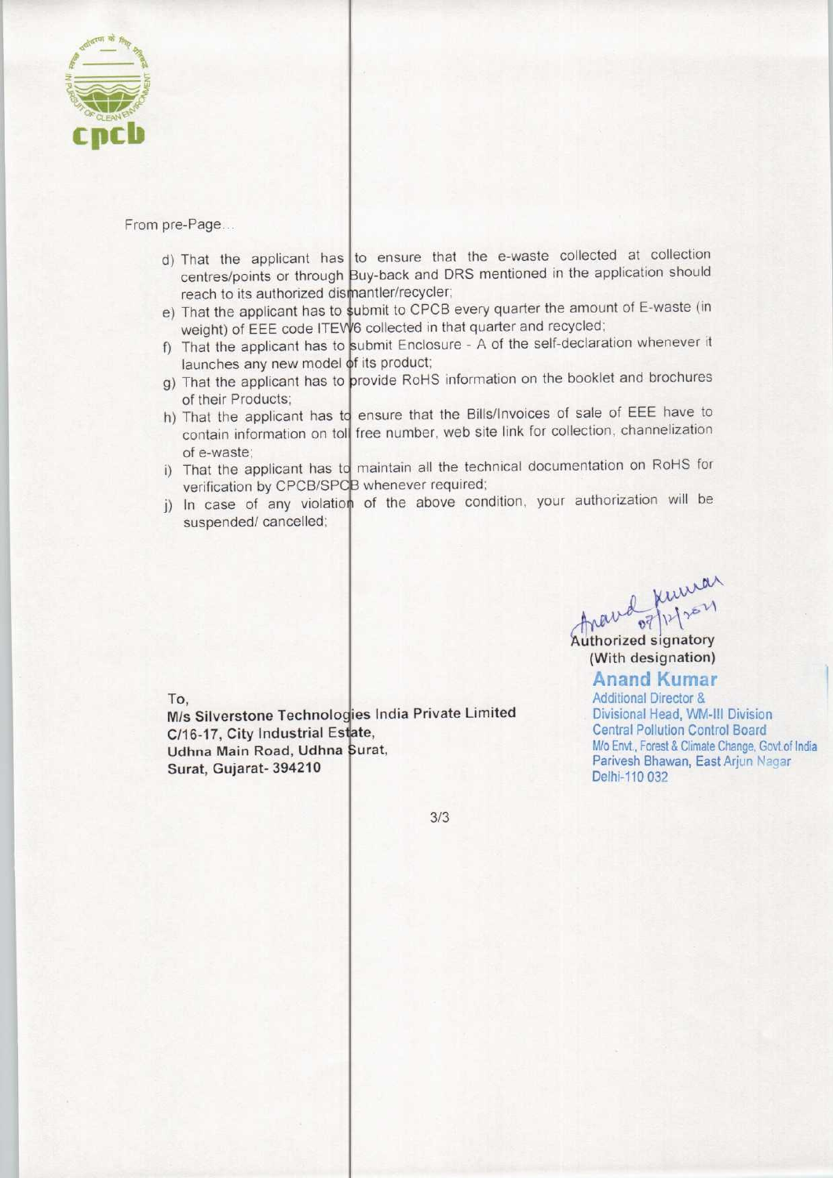From pre-Page...

d) That the applicant has to ensure that the e-waste collected at collection centres/points or through Buy-back and DRS mentioned in the application should reach to its authorized dismantler/recycler;
e) That the applicant has to submit to CPCB every quarter the amount of E-waste (in weight) of EEE code ITEW6 collected in that quarter and recycled;
f) That the applicant has to submit Enclosure - A of the self-declaration whenever it launches any new model of its product;
g) That the applicant has to provide RoHS information on the booklet and brochures of their Products;
h) That the applicant has to ensure that the Bills/Invoices of sale of EEE have to contain information on toll free number, web site link for collection, channelization of e-waste;
i) That the applicant has to maintain all the technical documentation on RoHS for verification by CPCB/SPCB whenever required;
j) In case of any violation of the above condition, your authorization will be suspended/ cancelled;

Anand Kumar
07/12/2021

Authorized signatory
(With designation)

**Anand Kumar**
Additional Director &
Divisional Head, WM-III Division
Central Pollution Control Board
M/o Envt., Forest & Climate Change, Govt.of India
Parivesh Bhawan, East Arjun Nagar
Delhi-110 032

To,
**M/s Silverstone Technologies India Private Limited**
**C/16-17, City Industrial Estate,**
**Udhna Main Road, Udhna Surat,**
**Surat, Gujarat- 394210**